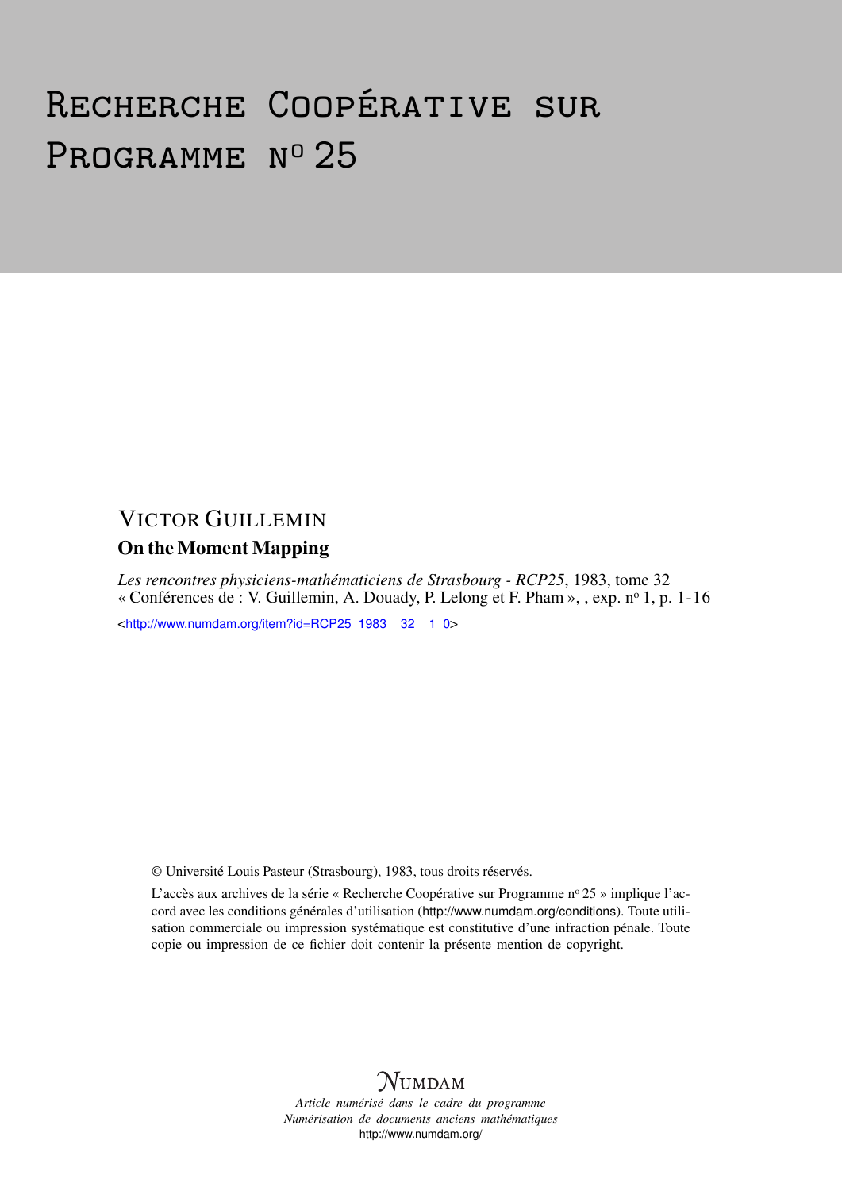# Recherche Coopérative sur Programme n° 25

## VICTOR GUILLEMIN

### On the Moment Mapping

*Les rencontres physiciens-mathématiciens de Strasbourg - RCP25*, 1983, tome 32
« Conférences de : V. Guillemin, A. Douady, P. Lelong et F. Pham », , exp. n° 1, p. 1-16

<http://www.numdam.org/item?id=RCP25_1983__32__1_0>

© Université Louis Pasteur (Strasbourg), 1983, tous droits réservés.

L'accès aux archives de la série « Recherche Coopérative sur Programme n° 25 » implique l'accord avec les conditions générales d'utilisation (http://www.numdam.org/conditions). Toute utilisation commerciale ou impression systématique est constitutive d'une infraction pénale. Toute copie ou impression de ce fichier doit contenir la présente mention de copyright.

NUMDAM

*Article numérisé dans le cadre du programme*
*Numérisation de documents anciens mathématiques*
http://www.numdam.org/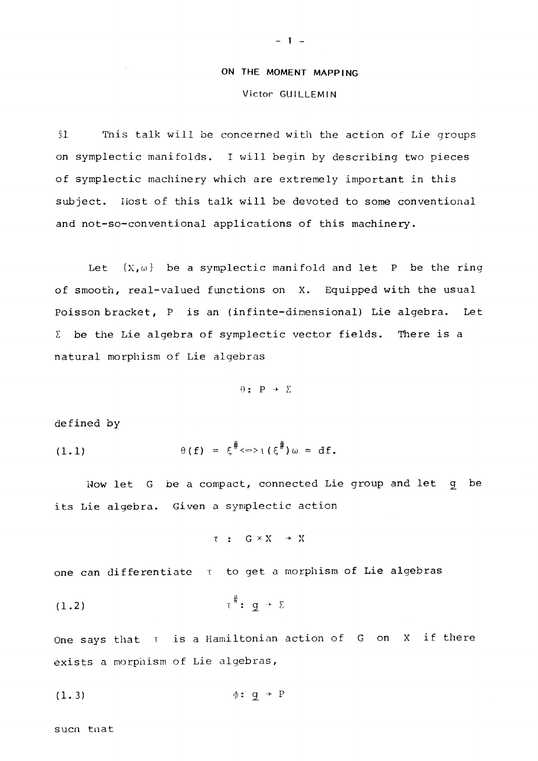# ON THE MOMENT MAPPING

Victor GUILLEMIN

§1 This talk will be concerned with the action of Lie groups on symplectic manifolds. I will begin by describing two pieces of symplectic machinery which are extremely important in this subject. Most of this talk will be devoted to some conventional and not-so-conventional applications of this machinery.

Let $\{X,\omega\}$ be a symplectic manifold and let $P$ be the ring of smooth, real-valued functions on $X$. Equipped with the usual Poisson bracket, $P$ is an (infinte-dimensional) Lie algebra. Let $\Sigma$ be the Lie algebra of symplectic vector fields. There is a natural morphism of Lie algebras

$$\theta : P \to \Sigma$$

defined by

$$\theta(f) = \xi^{\#} \Longleftrightarrow \iota(\xi^{\#})\omega = df. \tag{1.1}$$

Now let $G$ be a compact, connected Lie group and let $\underline{g}$ be its Lie algebra. Given a symplectic action

$$\tau : G \times X \to X$$

one can differentiate $\tau$ to get a morphism of Lie algebras

$$\tau^{\#} : \underline{g} \to \Sigma \tag{1.2}$$

One says that $\tau$ is a Hamiltonian action of $G$ on $X$ if there exists a morphism of Lie algebras,

$$\phi : \underline{g} \to P \tag{1.3}$$

such that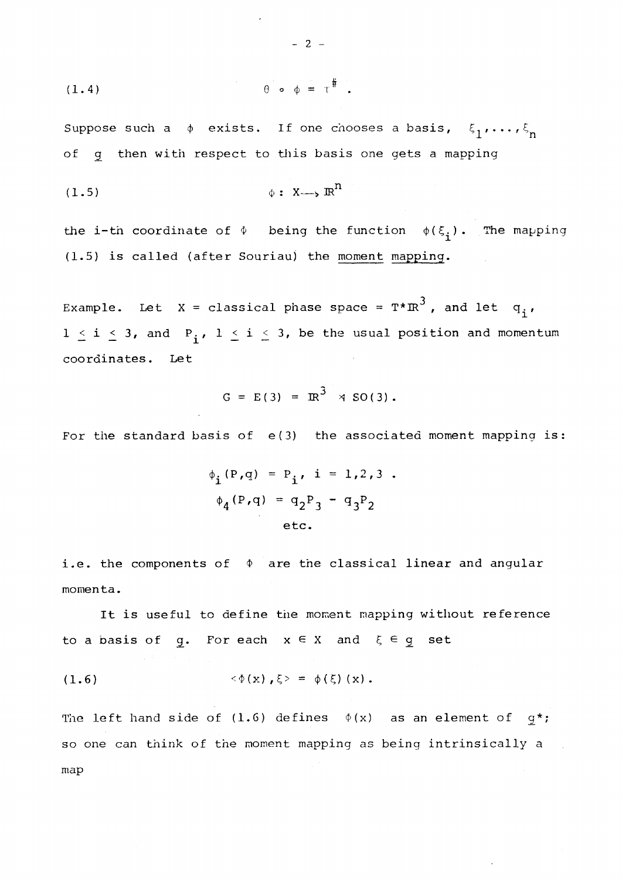$$(1.4) \qquad \theta \circ \phi = \iota^{\#} .$$

Suppose such a $\phi$ exists. If one chooses a basis, $\xi_1, \ldots, \xi_n$ of $\underline{g}$ then with respect to this basis one gets a mapping

$$(1.5) \qquad \Phi : X \longrightarrow \mathbb{R}^n$$

the i-th coordinate of $\Phi$ being the function $\phi(\xi_i)$. The mapping (1.5) is called (after Souriau) the moment mapping.

Example. Let $X$ = classical phase space = $T^*\mathbb{R}^3$, and let $q_i$, $1 \leq i \leq 3$, and $P_i$, $1 \leq i \leq 3$, be the usual position and momentum coordinates. Let

$$G = E(3) = \mathbb{R}^3 \rtimes SO(3).$$

For the standard basis of $e(3)$ the associated moment mapping is:

$$\phi_i(P,q) = P_i, \; i = 1,2,3 \; .$$

$$\phi_4(P,q) = q_2 P_3 - q_3 P_2$$

$$\text{etc.}$$

i.e. the components of $\Phi$ are the classical linear and angular momenta.

It is useful to define the moment mapping without reference to a basis of $\underline{g}$. For each $x \in X$ and $\xi \in \underline{g}$ set

$$(1.6) \qquad \langle \Phi(x), \xi \rangle = \phi(\xi)(x).$$

The left hand side of (1.6) defines $\Phi(x)$ as an element of $\underline{g}^*$; so one can think of the moment mapping as being intrinsically a map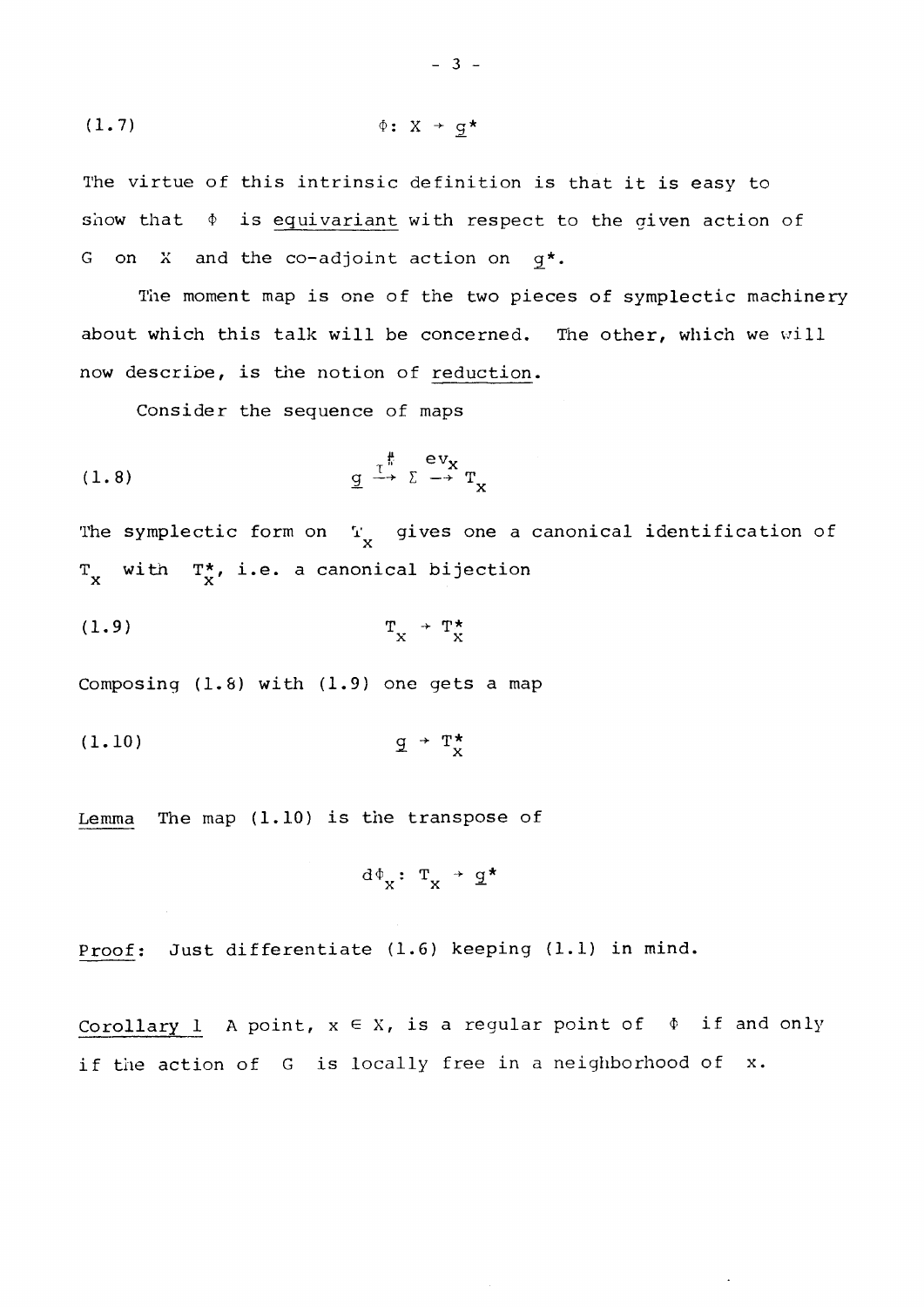$$(1.7) \qquad \Phi: X \to \underline{g}^*$$

The virtue of this intrinsic definition is that it is easy to show that $\Phi$ is equivariant with respect to the given action of $G$ on $X$ and the co-adjoint action on $\underline{g}^*$.

The moment map is one of the two pieces of symplectic machinery about which this talk will be concerned. The other, which we will now describe, is the notion of reduction.

Consider the sequence of maps

$$(1.8) \qquad \underline{g} \xrightarrow{\tau^\#} \Sigma \xrightarrow{ev_x} T_x$$

The symplectic form on $T_x$ gives one a canonical identification of $T_x$ with $T_x^*$, i.e. a canonical bijection

$$(1.9) \qquad T_x \to T_x^*$$

Composing (1.8) with (1.9) one gets a map

$$(1.10) \qquad \underline{g} \to T_x^*$$

Lemma The map (1.10) is the transpose of

$$d\Phi_x: T_x \to \underline{g}^*$$

Proof: Just differentiate (1.6) keeping (1.1) in mind.

Corollary 1 A point, $x \in X$, is a regular point of $\Phi$ if and only if the action of $G$ is locally free in a neighborhood of $x$.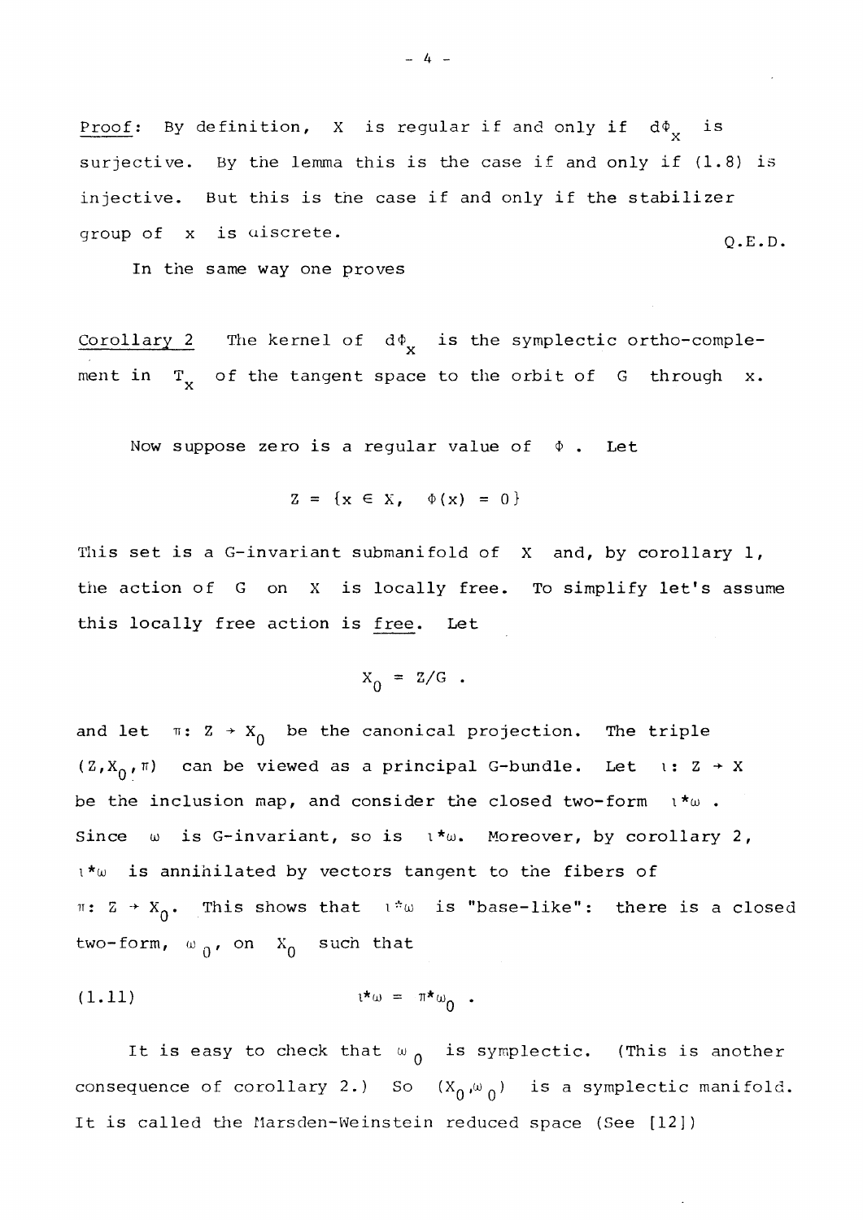*Proof*: By definition, $X$ is regular if and only if $d\Phi_x$ is surjective. By the lemma this is the case if and only if (1.8) is injective. But this is the case if and only if the stabilizer group of $x$ is discrete. Q.E.D.

In the same way one proves

*Corollary 2* The kernel of $d\Phi_x$ is the symplectic ortho-complement in $T_x$ of the tangent space to the orbit of $G$ through $x$.

Now suppose zero is a regular value of $\Phi$. Let

$$Z = \{x \in X, \quad \Phi(x) = 0\}$$

This set is a G-invariant submanifold of $X$ and, by corollary 1, the action of $G$ on $X$ is locally free. To simplify let's assume this locally free action is *free*. Let

$$X_0 = Z/G \ .$$

and let $\pi\colon Z \to X_0$ be the canonical projection. The triple $(Z, X_0, \pi)$ can be viewed as a principal G-bundle. Let $\iota\colon Z \to X$ be the inclusion map, and consider the closed two-form $\iota^*\omega$. Since $\omega$ is G-invariant, so is $\iota^*\omega$. Moreover, by corollary 2, $\iota^*\omega$ is annihilated by vectors tangent to the fibers of $\pi\colon Z \to X_0$. This shows that $\iota^*\omega$ is "base-like": there is a closed two-form, $\omega_0$, on $X_0$ such that

$$\iota^*\omega = \pi^*\omega_0 \ . \tag{1.11}$$

It is easy to check that $\omega_0$ is symplectic. (This is another consequence of corollary 2.) So $(X_0, \omega_0)$ is a symplectic manifold. It is called the Marsden-Weinstein reduced space (See [12])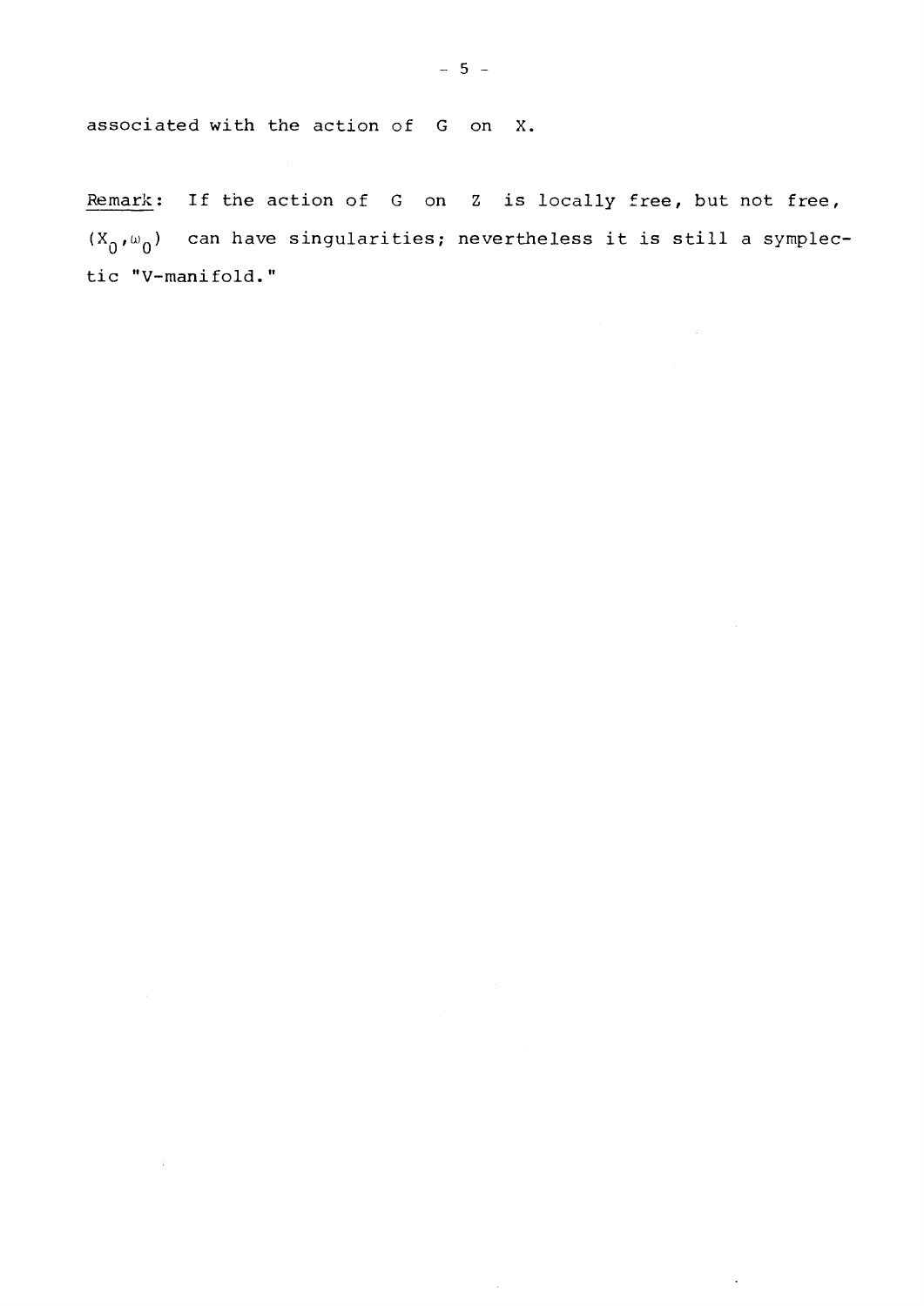associated with the action of $G$ on $X$.

<u>Remark</u>: If the action of $G$ on $Z$ is locally free, but not free, $(X_0, \omega_0)$ can have singularities; nevertheless it is still a symplectic "V-manifold."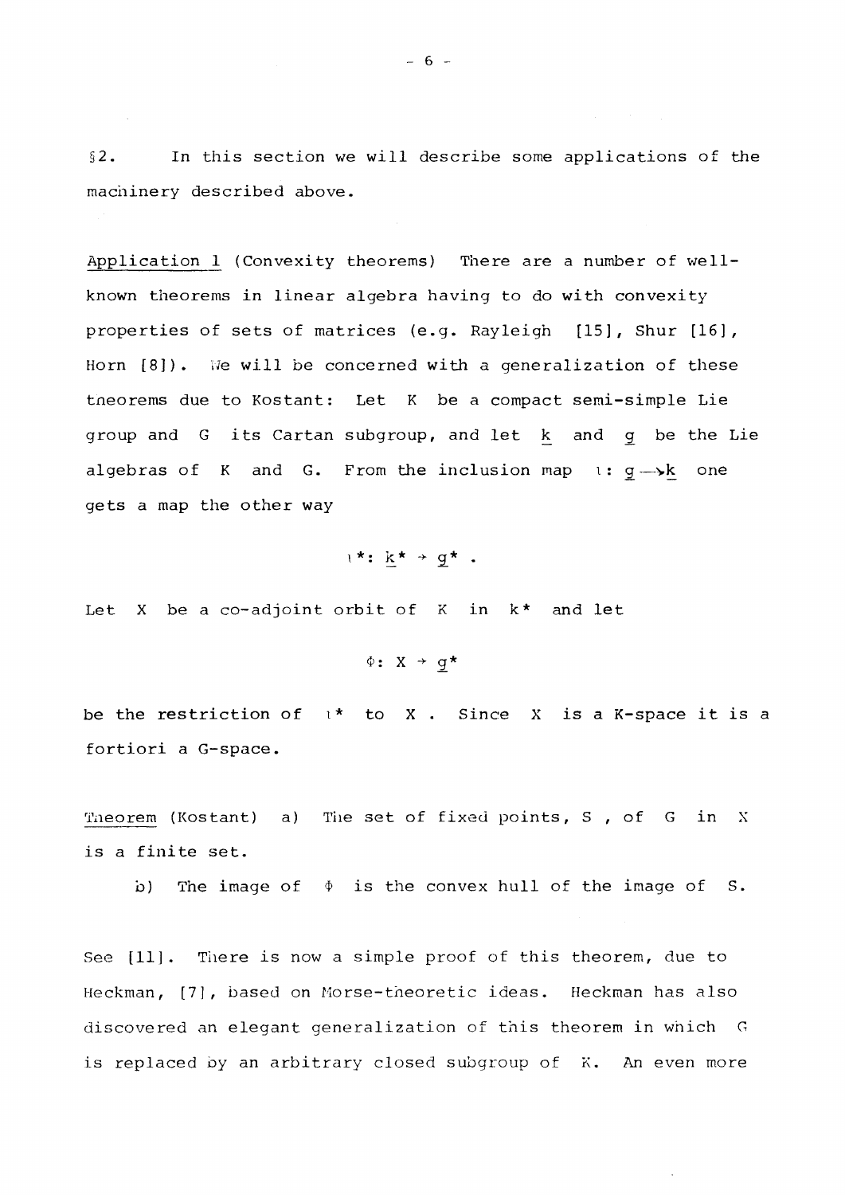§2. In this section we will describe some applications of the machinery described above.

Application 1 (Convexity theorems) There are a number of well-known theorems in linear algebra having to do with convexity properties of sets of matrices (e.g. Rayleigh [15], Shur [16], Horn [8]). We will be concerned with a generalization of these theorems due to Kostant: Let $K$ be a compact semi-simple Lie group and $G$ its Cartan subgroup, and let $\underline{k}$ and $\underline{g}$ be the Lie algebras of $K$ and $G$. From the inclusion map $\iota: \underline{g} \to \underline{k}$ one gets a map the other way

$$\iota^*: \underline{k}^* \to \underline{g}^* .$$

Let $X$ be a co-adjoint orbit of $K$ in $k^*$ and let

$$\Phi: X \to \underline{g}^*$$

be the restriction of $\iota^*$ to $X$. Since $X$ is a $K$-space it is a fortiori a $G$-space.

Theorem (Kostant) a) The set of fixed points, $S$, of $G$ in $X$ is a finite set.

b) The image of $\Phi$ is the convex hull of the image of $S$.

See [11]. There is now a simple proof of this theorem, due to Heckman, [7], based on Morse-theoretic ideas. Heckman has also discovered an elegant generalization of this theorem in which $G$ is replaced by an arbitrary closed subgroup of $K$. An even more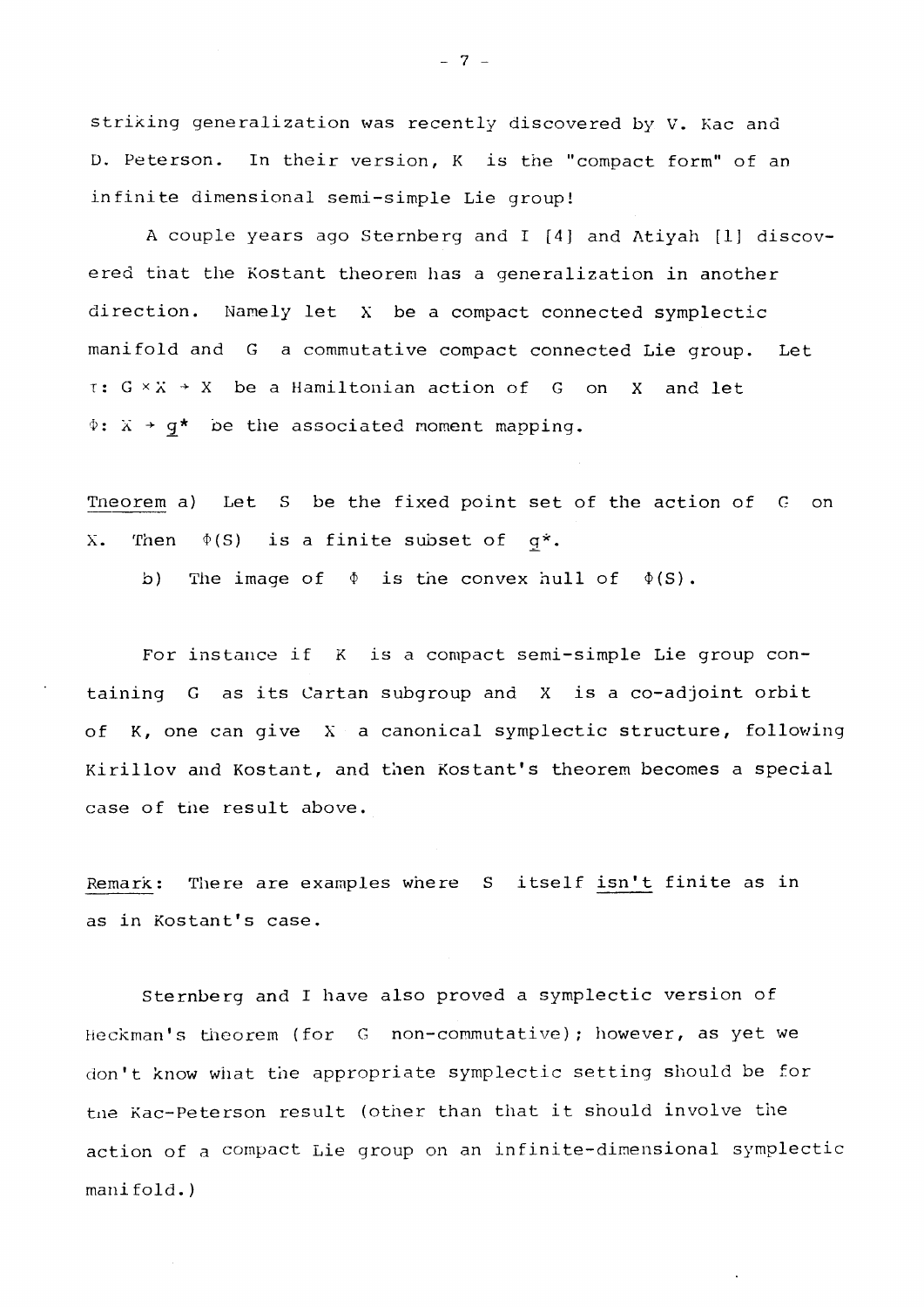striking generalization was recently discovered by V. Kac and D. Peterson. In their version, $K$ is the "compact form" of an infinite dimensional semi-simple Lie group!

A couple years ago Sternberg and I [4] and Atiyah [1] discovered that the Kostant theorem has a generalization in another direction. Namely let $X$ be a compact connected symplectic manifold and $G$ a commutative compact connected Lie group. Let $\tau: G \times X \to X$ be a Hamiltonian action of $G$ on $X$ and let $\Phi: X \to \underline{g}^*$ be the associated moment mapping.

<u>Theorem</u> a) Let $S$ be the fixed point set of the action of $G$ on $X$. Then $\Phi(S)$ is a finite subset of $\underline{g}^*$.

b) The image of $\Phi$ is the convex hull of $\Phi(S)$.

For instance if $K$ is a compact semi-simple Lie group containing $G$ as its Cartan subgroup and $X$ is a co-adjoint orbit of $K$, one can give $X$ a canonical symplectic structure, following Kirillov and Kostant, and then Kostant's theorem becomes a special case of the result above.

<u>Remark</u>: There are examples where $S$ itself <u>isn't</u> finite as in as in Kostant's case.

Sternberg and I have also proved a symplectic version of Heckman's theorem (for $G$ non-commutative); however, as yet we don't know what the appropriate symplectic setting should be for the Kac-Peterson result (other than that it should involve the action of a compact Lie group on an infinite-dimensional symplectic manifold.)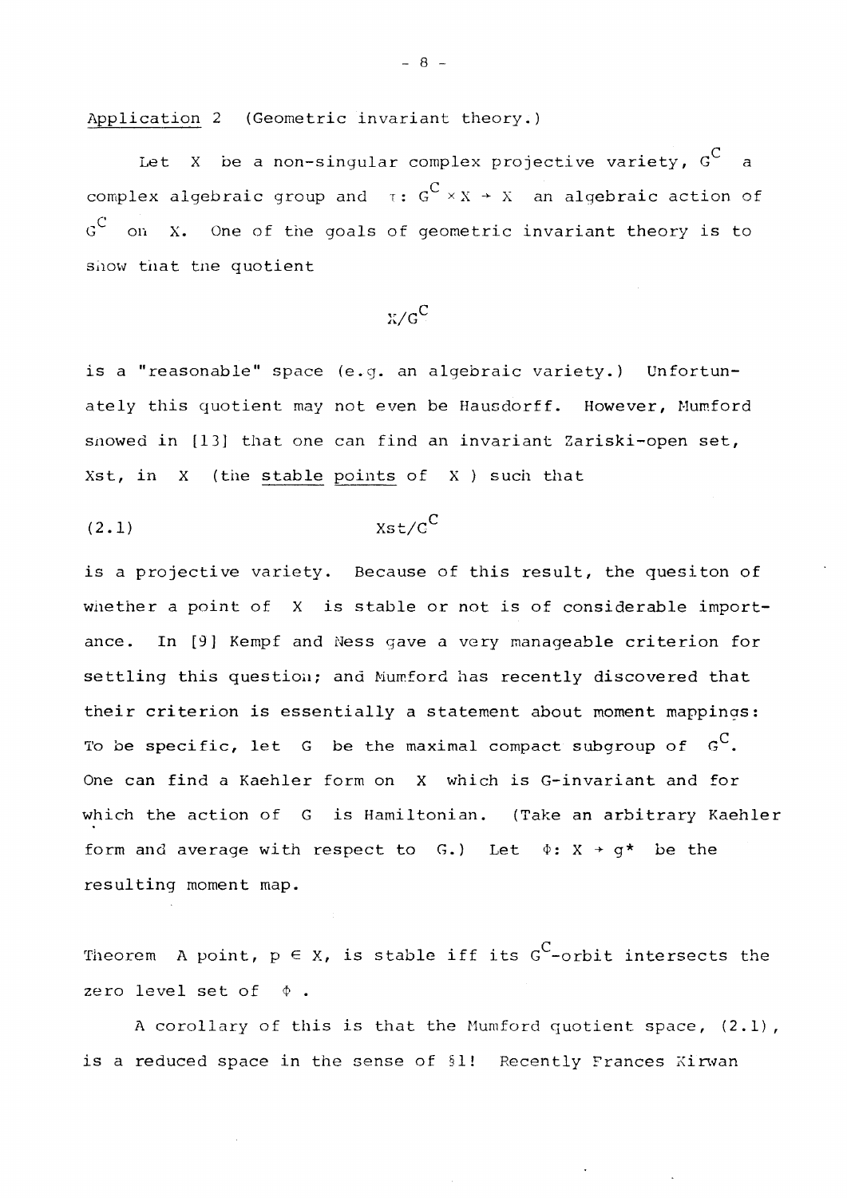Application 2 (Geometric invariant theory.)

Let $X$ be a non-singular complex projective variety, $G^C$ a complex algebraic group and $\tau: G^C \times X \to X$ an algebraic action of $G^C$ on $X$. One of the goals of geometric invariant theory is to show that the quotient

$$X/G^C$$

is a "reasonable" space (e.g. an algebraic variety.) Unfortunately this quotient may not even be Hausdorff. However, Mumford showed in [13] that one can find an invariant Zariski-open set, Xst, in $X$ (the <u>stable points</u> of $X$) such that

$$\text{Xst}/C^C \tag{2.1}$$

is a projective variety. Because of this result, the quesiton of whether a point of $X$ is stable or not is of considerable importance. In [9] Kempf and Ness gave a very manageable criterion for settling this question; and Mumford has recently discovered that their criterion is essentially a statement about moment mappings: To be specific, let $G$ be the maximal compact subgroup of $G^C$. One can find a Kaehler form on $X$ which is $G$-invariant and for which the action of $G$ is Hamiltonian. (Take an arbitrary Kaehler form and average with respect to $G$.) Let $\Phi: X \to g^*$ be the resulting moment map.

Theorem A point, $p \in X$, is stable iff its $G^C$-orbit intersects the zero level set of $\Phi$.

A corollary of this is that the Mumford quotient space, (2.1), is a reduced space in the sense of §1! Recently Frances Kirwan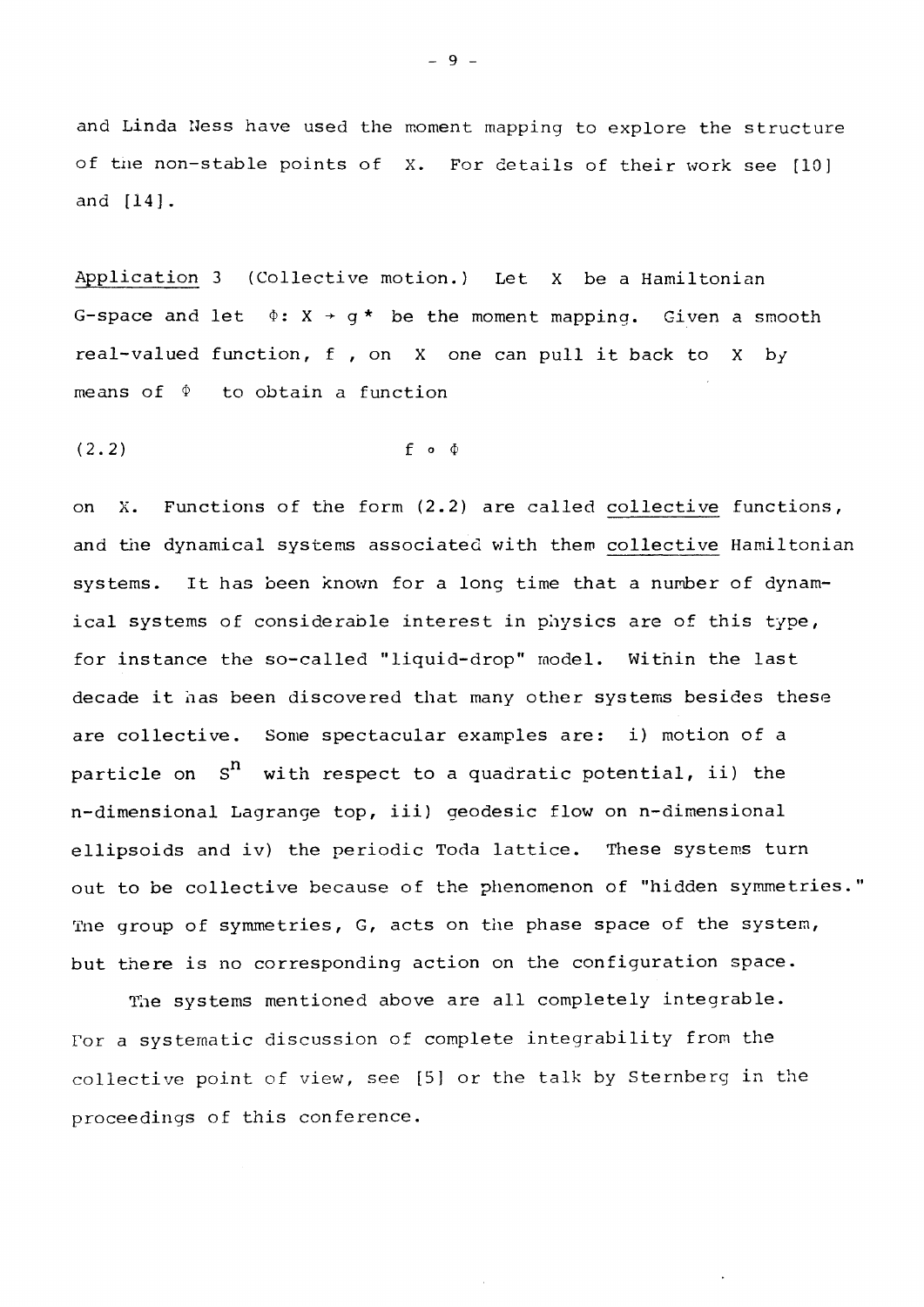and Linda Ness have used the moment mapping to explore the structure of the non-stable points of X. For details of their work see [10] and [14].

Application 3 (Collective motion.) Let X be a Hamiltonian G-space and let $\Phi: X \to g^*$ be the moment mapping. Given a smooth real-valued function, f , on X one can pull it back to X by means of $\Phi$ to obtain a function

$$f \circ \Phi \tag{2.2}$$

on X. Functions of the form (2.2) are called collective functions, and the dynamical systems associated with them collective Hamiltonian systems. It has been known for a long time that a number of dynamical systems of considerable interest in physics are of this type, for instance the so-called "liquid-drop" model. Within the last decade it has been discovered that many other systems besides these are collective. Some spectacular examples are: i) motion of a particle on $S^n$ with respect to a quadratic potential, ii) the n-dimensional Lagrange top, iii) geodesic flow on n-dimensional ellipsoids and iv) the periodic Toda lattice. These systems turn out to be collective because of the phenomenon of "hidden symmetries." The group of symmetries, G, acts on the phase space of the system, but there is no corresponding action on the configuration space.

The systems mentioned above are all completely integrable. For a systematic discussion of complete integrability from the collective point of view, see [5] or the talk by Sternberg in the proceedings of this conference.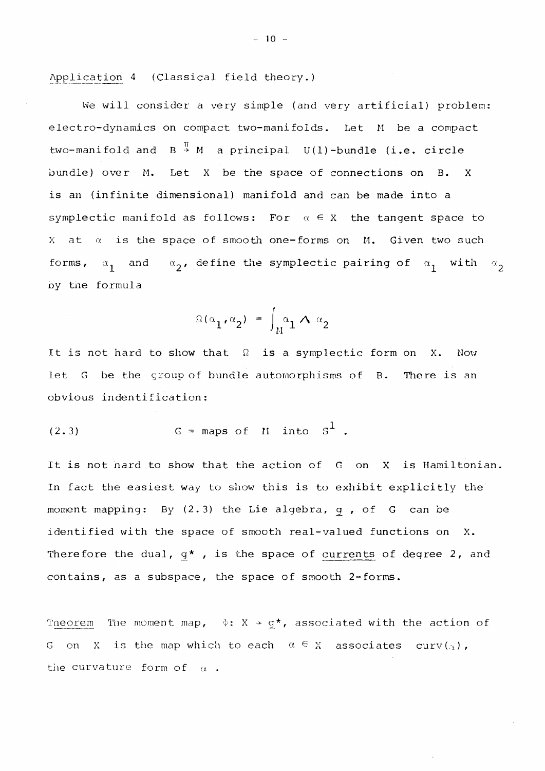Application 4 (Classical field theory.)

We will consider a very simple (and very artificial) problem: electro-dynamics on compact two-manifolds. Let $M$ be a compact two-manifold and $B \overset{\pi}{\to} M$ a principal $U(1)$-bundle (i.e. circle bundle) over $M$. Let $X$ be the space of connections on $B$. $X$ is an (infinite dimensional) manifold and can be made into a symplectic manifold as follows: For $\alpha \in X$ the tangent space to $X$ at $\alpha$ is the space of smooth one-forms on $M$. Given two such forms, $\alpha_1$ and $\alpha_2$, define the symplectic pairing of $\alpha_1$ with $\alpha_2$ by the formula

$$\Omega(\alpha_1, \alpha_2) = \int_M \alpha_1 \wedge \alpha_2$$

It is not hard to show that $\Omega$ is a symplectic form on $X$. Now let $G$ be the group of bundle automorphisms of $B$. There is an obvious indentification:

$$G = \text{maps of } M \text{ into } S^1 . \tag{2.3}$$

It is not hard to show that the action of $G$ on $X$ is Hamiltonian. In fact the easiest way to show this is to exhibit explicitly the moment mapping: By (2.3) the Lie algebra, $\underline{g}$, of $G$ can be identified with the space of smooth real-valued functions on $X$. Therefore the dual, $\underline{g}^*$, is the space of <u>currents</u> of degree 2, and contains, as a subspace, the space of smooth 2-forms.

<u>Theorem</u> The moment map, $\Phi: X \to \underline{g}^*$, associated with the action of $G$ on $X$ is the map which to each $\alpha \in X$ associates $\operatorname{curv}(\alpha)$, the curvature form of $\alpha$.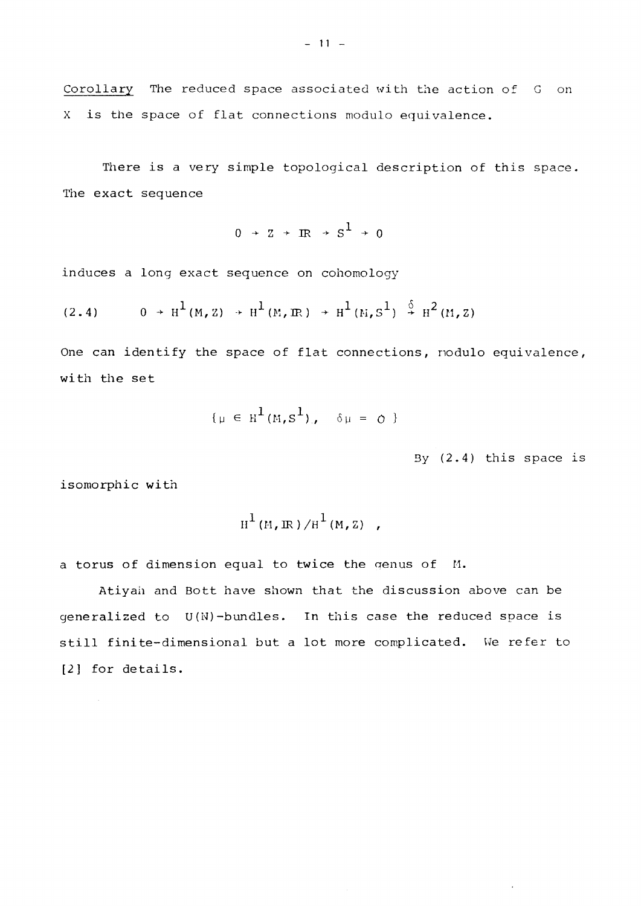Corollary The reduced space associated with the action of $G$ on $X$ is the space of flat connections modulo equivalence.

There is a very simple topological description of this space. The exact sequence

$$0 \to \mathbb{Z} \to \mathbb{R} \to S^1 \to 0$$

induces a long exact sequence on cohomology

$$(2.4) \qquad 0 \to H^1(M,\mathbb{Z}) \to H^1(M,\mathbb{R}) \to H^1(M,S^1) \xrightarrow{\delta} H^2(M,\mathbb{Z})$$

One can identify the space of flat connections, modulo equivalence, with the set

$$\{\mu \in H^1(M,S^1), \quad \delta\mu = 0\}$$

By (2.4) this space is isomorphic with

$$H^1(M,\mathbb{R})/H^1(M,\mathbb{Z}) \;,$$

a torus of dimension equal to twice the genus of $M$.

Atiyah and Bott have shown that the discussion above can be generalized to $U(N)$-bundles. In this case the reduced space is still finite-dimensional but a lot more complicated. We refer to [2] for details.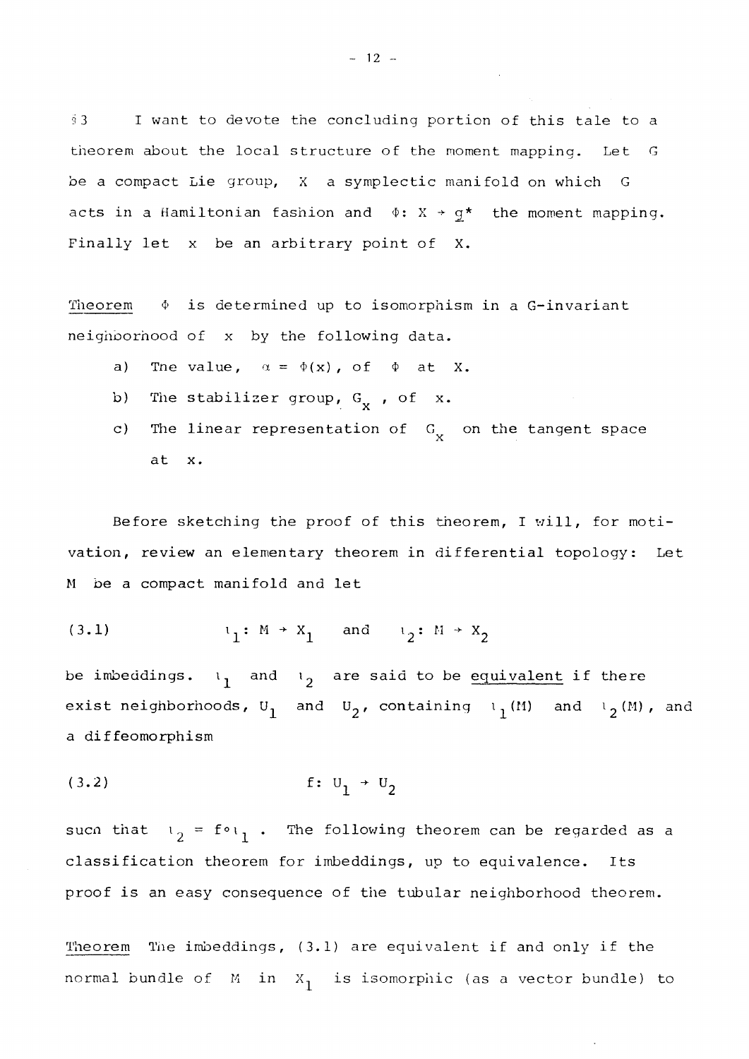§3 I want to devote the concluding portion of this tale to a theorem about the local structure of the moment mapping. Let $G$ be a compact Lie group, $X$ a symplectic manifold on which $G$ acts in a Hamiltonian fashion and $\Phi: X \to \underline{g}^*$ the moment mapping. Finally let $x$ be an arbitrary point of $X$.

<u>Theorem</u> $\Phi$ is determined up to isomorphism in a G-invariant neighborhood of $x$ by the following data.

a) The value, $\alpha = \Phi(x)$, of $\Phi$ at $X$.

b) The stabilizer group, $G_x$, of $x$.

c) The linear representation of $G_x$ on the tangent space at $x$.

Before sketching the proof of this theorem, I will, for motivation, review an elementary theorem in differential topology: Let $M$ be a compact manifold and let

$$(3.1) \qquad \iota_1: M \to X_1 \quad \text{and} \quad \iota_2: M \to X_2$$

be imbeddings. $\iota_1$ and $\iota_2$ are said to be <u>equivalent</u> if there exist neighborhoods, $U_1$ and $U_2$, containing $\iota_1(M)$ and $\iota_2(M)$, and a diffeomorphism

$$(3.2) \qquad f: U_1 \to U_2$$

such that $\iota_2 = f \circ \iota_1$. The following theorem can be regarded as a classification theorem for imbeddings, up to equivalence. Its proof is an easy consequence of the tubular neighborhood theorem.

<u>Theorem</u> The imbeddings, (3.1) are equivalent if and only if the normal bundle of $M$ in $X_1$ is isomorphic (as a vector bundle) to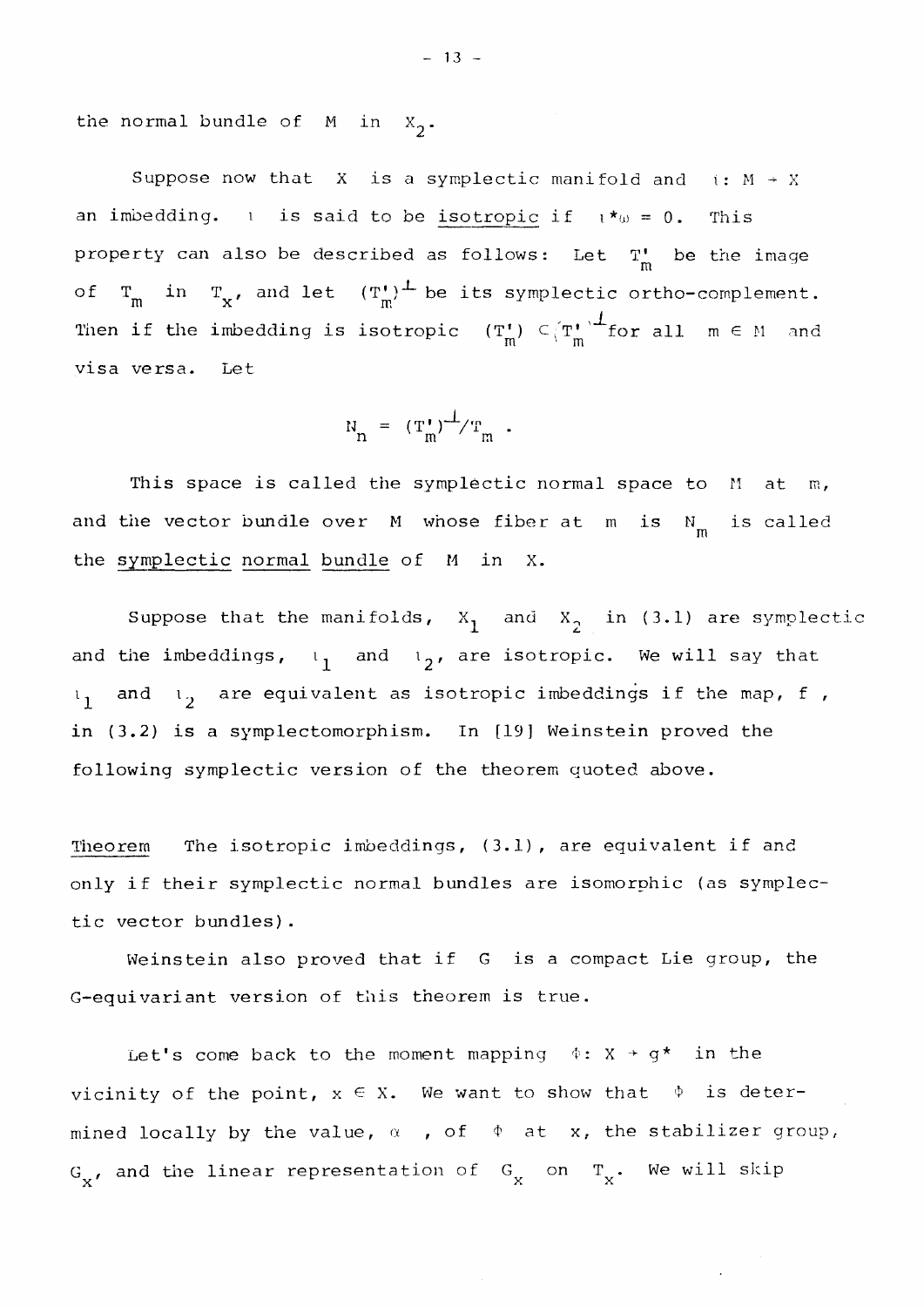the normal bundle of $M$ in $X_2$.

Suppose now that $X$ is a symplectic manifold and $\iota: M \to X$ an imbedding. $\iota$ is said to be <u>isotropic</u> if $\iota^*\omega = 0$. This property can also be described as follows: Let $T_m'$ be the image of $T_m$ in $T_x$, and let $(T_m')^{\perp}$ be its symplectic ortho-complement. Then if the imbedding is isotropic $(T_m') \subset (T_m')^{\perp}$ for all $m \in M$ and visa versa. Let

$$N_n = (T_m')^{\perp}/T_m \ .$$

This space is called the symplectic normal space to $M$ at $m$, and the vector bundle over $M$ whose fiber at $m$ is $N_m$ is called the <u>symplectic</u> <u>normal</u> <u>bundle</u> of $M$ in $X$.

Suppose that the manifolds, $X_1$ and $X_2$ in (3.1) are symplectic and the imbeddings, $\iota_1$ and $\iota_2$, are isotropic. We will say that $\iota_1$ and $\iota_2$ are equivalent as isotropic imbeddings if the map, $f$, in (3.2) is a symplectomorphism. In [19] Weinstein proved the following symplectic version of the theorem quoted above.

<u>Theorem</u> The isotropic imbeddings, (3.1), are equivalent if and only if their symplectic normal bundles are isomorphic (as symplectic vector bundles).

Weinstein also proved that if $G$ is a compact Lie group, the $G$-equivariant version of this theorem is true.

Let's come back to the moment mapping $\Phi: X \to g^*$ in the vicinity of the point, $x \in X$. We want to show that $\Phi$ is determined locally by the value, $\alpha$, of $\Phi$ at $x$, the stabilizer group, $G_x$, and the linear representation of $G_x$ on $T_x$. We will skip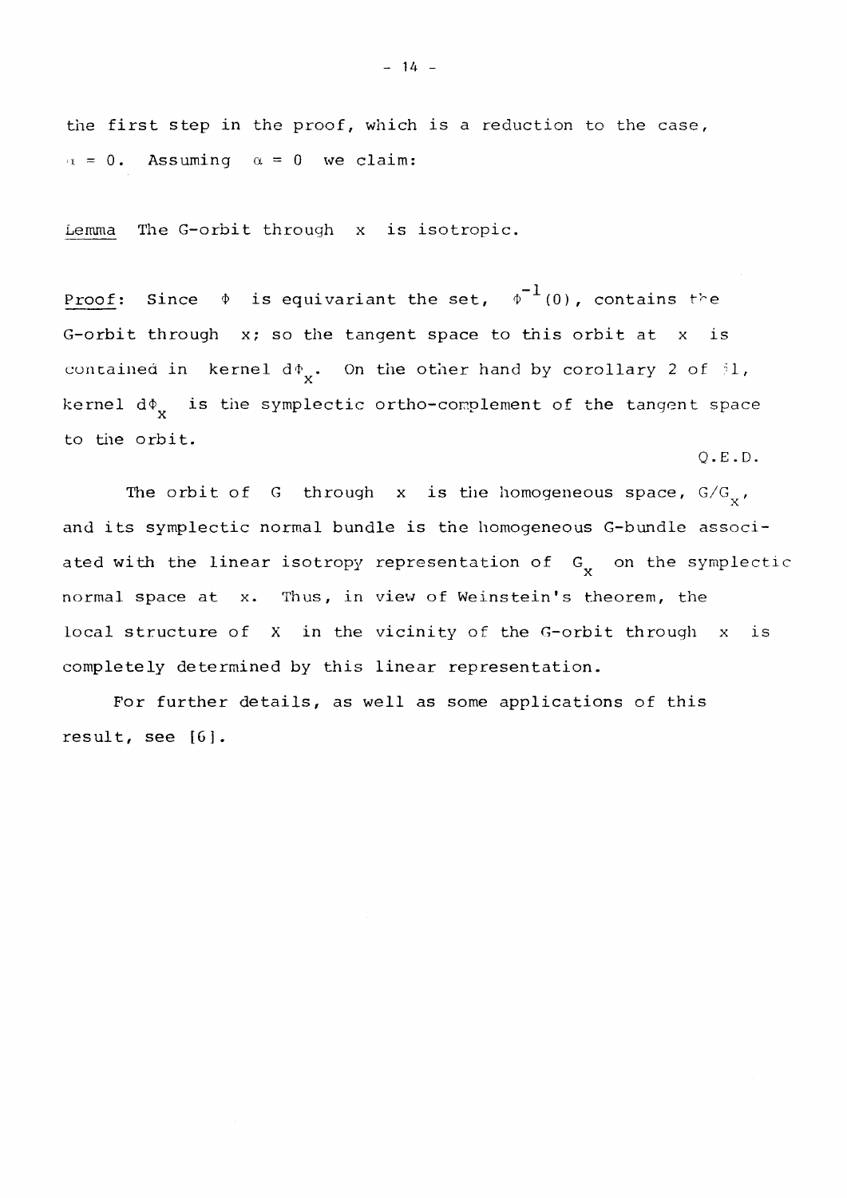the first step in the proof, which is a reduction to the case, $\alpha = 0$. Assuming $\alpha = 0$ we claim:

Lemma The G-orbit through $x$ is isotropic.

Proof: Since $\Phi$ is equivariant the set, $\Phi^{-1}(0)$, contains the G-orbit through $x$; so the tangent space to this orbit at $x$ is contained in kernel $d\Phi_x$. On the other hand by corollary 2 of §1, kernel $d\Phi_x$ is the symplectic ortho-complement of the tangent space to the orbit.

Q.E.D.

The orbit of $G$ through $x$ is the homogeneous space, $G/G_x$, and its symplectic normal bundle is the homogeneous G-bundle associated with the linear isotropy representation of $G_x$ on the symplectic normal space at $x$. Thus, in view of Weinstein's theorem, the local structure of $X$ in the vicinity of the G-orbit through $x$ is completely determined by this linear representation.

For further details, as well as some applications of this result, see [6].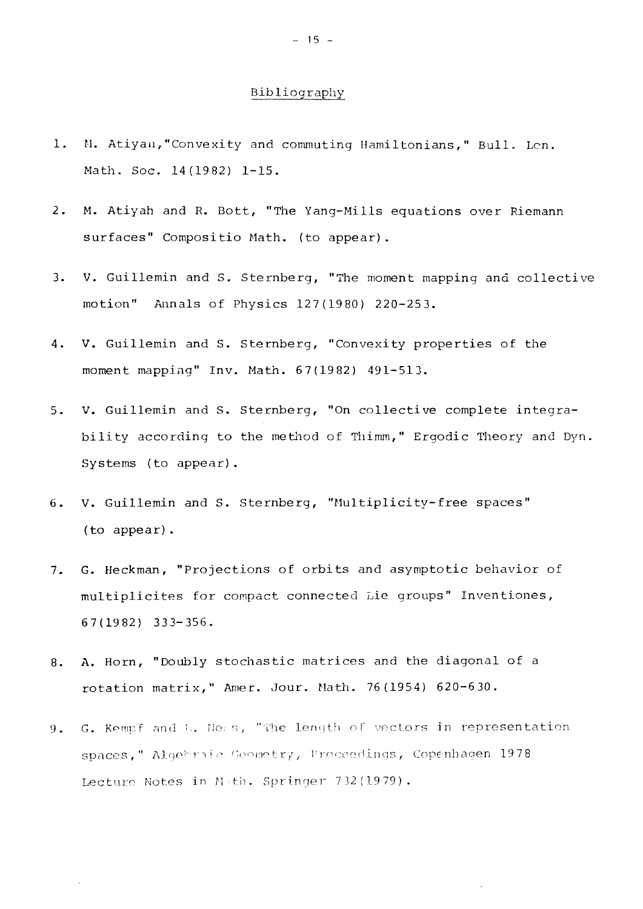# Bibliography

1. M. Atiyah,"Convexity and commuting Hamiltonians," Bull. Lon. Math. Soc. 14(1982) 1-15.

2. M. Atiyah and R. Bott, "The Yang-Mills equations over Riemann surfaces" Compositio Math. (to appear).

3. V. Guillemin and S. Sternberg, "The moment mapping and collective motion" Annals of Physics 127(1980) 220-253.

4. V. Guillemin and S. Sternberg, "Convexity properties of the moment mapping" Inv. Math. 67(1982) 491-513.

5. V. Guillemin and S. Sternberg, "On collective complete integrability according to the method of Thimm," Ergodic Theory and Dyn. Systems (to appear).

6. V. Guillemin and S. Sternberg, "Multiplicity-free spaces" (to appear).

7. G. Heckman, "Projections of orbits and asymptotic behavior of multiplicites for compact connected Lie groups" Inventiones, 67(1982) 333-356.

8. A. Horn, "Doubly stochastic matrices and the diagonal of a rotation matrix," Amer. Jour. Math. 76(1954) 620-630.

9. G. Kempf and L. Ness, "The length of vectors in representation spaces," Algebraic Geometry, Proceedings, Copenhagen 1978 Lecture Notes in Math. Springer 732(1979).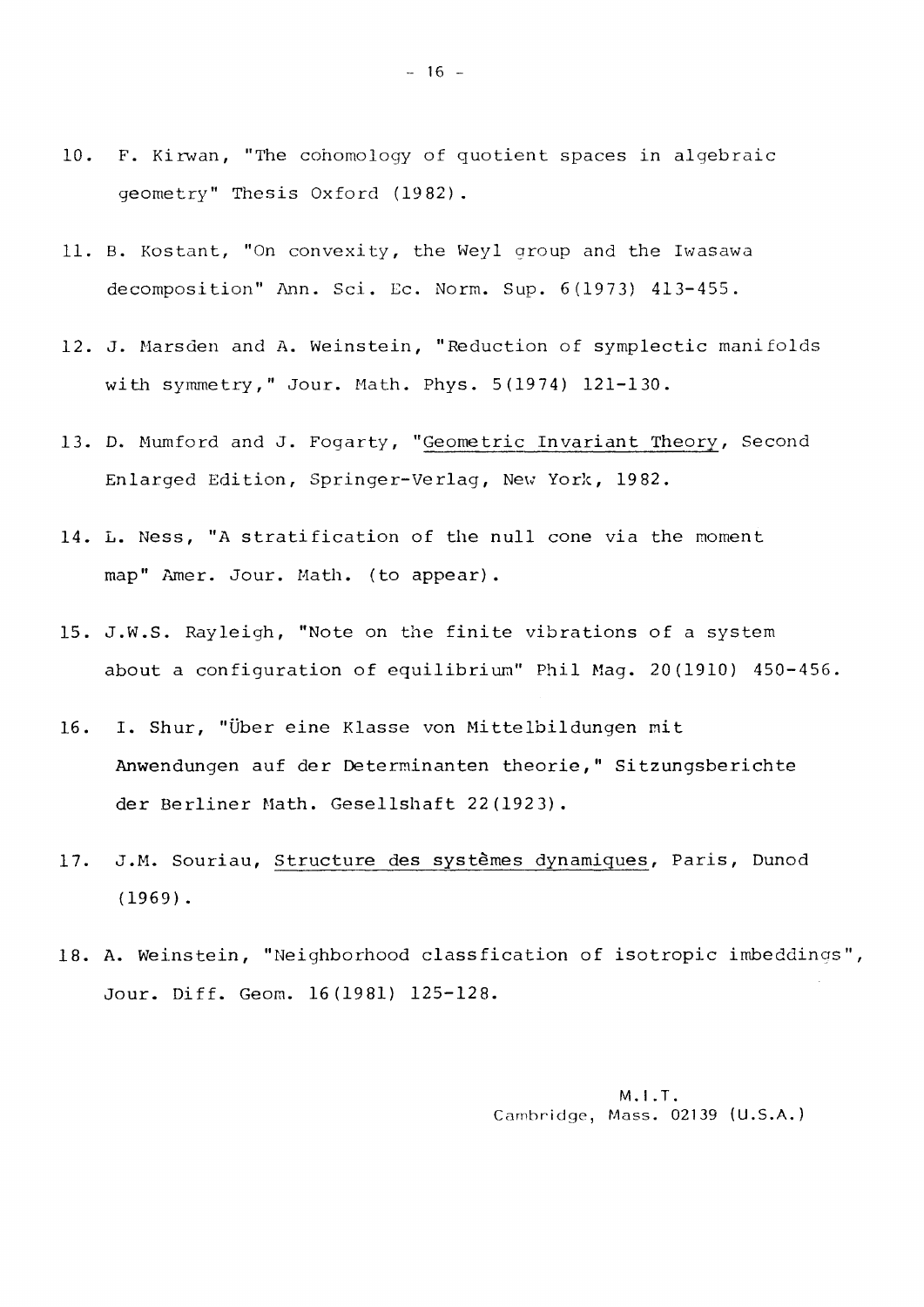10. F. Kirwan, "The cohomology of quotient spaces in algebraic geometry" Thesis Oxford (1982).

11. B. Kostant, "On convexity, the Weyl group and the Iwasawa decomposition" Ann. Sci. Ec. Norm. Sup. 6(1973) 413-455.

12. J. Marsden and A. Weinstein, "Reduction of symplectic manifolds with symmetry," Jour. Math. Phys. 5(1974) 121-130.

13. D. Mumford and J. Fogarty, "Geometric Invariant Theory, Second Enlarged Edition, Springer-Verlag, New York, 1982.

14. L. Ness, "A stratification of the null cone via the moment map" Amer. Jour. Math. (to appear).

15. J.W.S. Rayleigh, "Note on the finite vibrations of a system about a configuration of equilibrium" Phil Mag. 20(1910) 450-456.

16. I. Shur, "Über eine Klasse von Mittelbildungen mit Anwendungen auf der Determinanten theorie," Sitzungsberichte der Berliner Math. Gesellshaft 22(1923).

17. J.M. Souriau, Structure des systèmes dynamiques, Paris, Dunod (1969).

18. A. Weinstein, "Neighborhood classfication of isotropic imbeddings", Jour. Diff. Geom. 16(1981) 125-128.

M.I.T.
Cambridge, Mass. 02139 (U.S.A.)